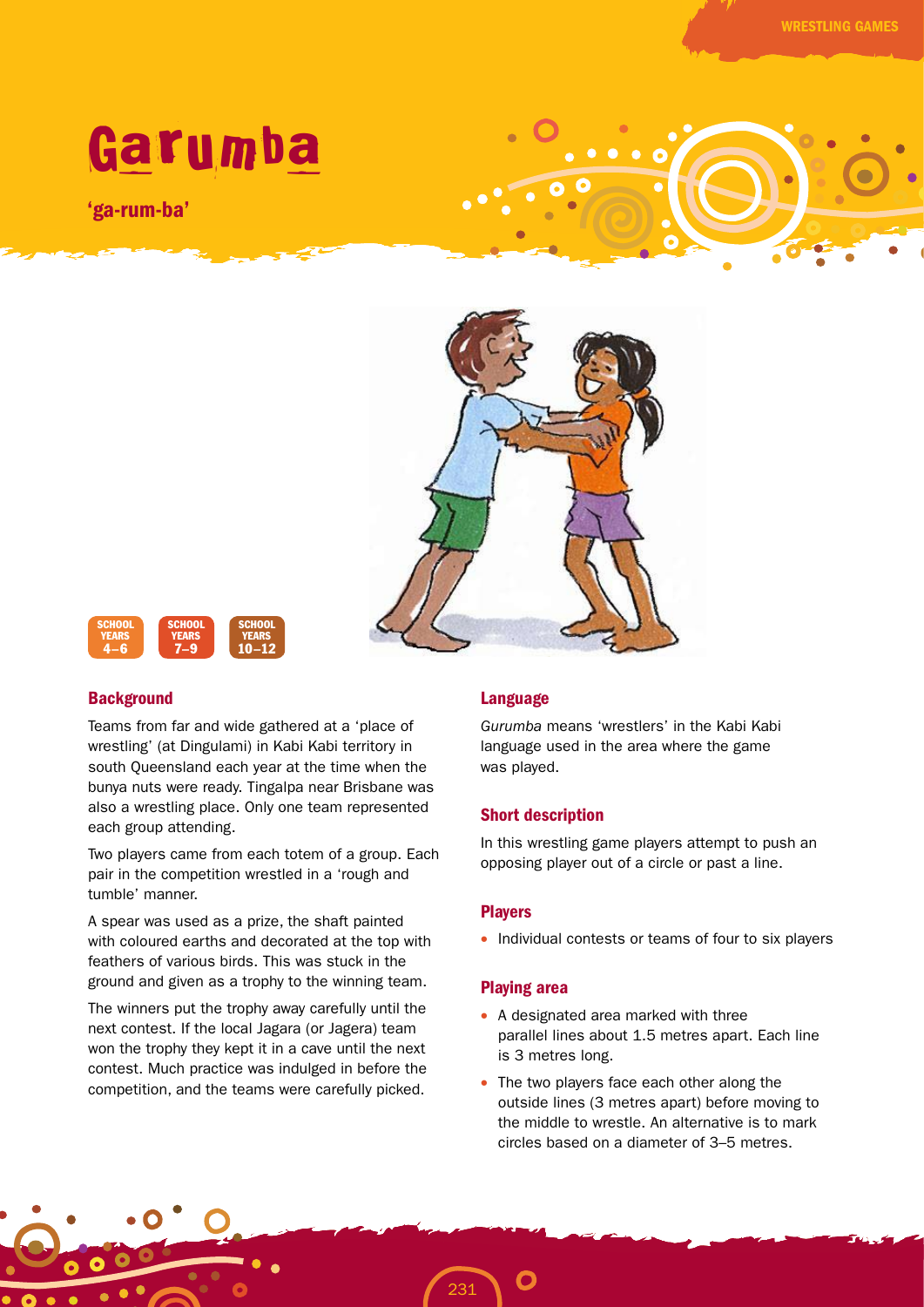# Garumba

'ga-rum-ba'

SCHOOL YEARS 4–6 | SCHOOL YEARS 7–9 | SCHOOL YEARS 10–12

## Background

Teams from far and wide gathered at a 'place of wrestling' (at Dingulami) in Kabi Kabi territory in south Queensland each year at the time when the bunya nuts were ready. Tingalpa near Brisbane was also a wrestling place. Only one team represented each group attending.

Two players came from each totem of a group. Each pair in the competition wrestled in a 'rough and tumble' manner.

A spear was used as a prize, the shaft painted with coloured earths and decorated at the top with feathers of various birds. This was stuck in the ground and given as a trophy to the winning team.

The winners put the trophy away carefully until the next contest. If the local Jagara (or Jagera) team won the trophy they kept it in a cave until the next contest. Much practice was indulged in before the competition, and the teams were carefully picked.

## Language

*Gurumba* means 'wrestlers' in the Kabi Kabi language used in the area where the game was played.

## Short description

In this wrestling game players attempt to push an opposing player out of a circle or past a line.

## Players

- Individual contests or teams of four to six players

## Playing area

- A designated area marked with three parallel lines about 1.5 metres apart. Each line is 3 metres long.
- The two players face each other along the outside lines (3 metres apart) before moving to the middle to wrestle. An alternative is to mark circles based on a diameter of 3–5 metres.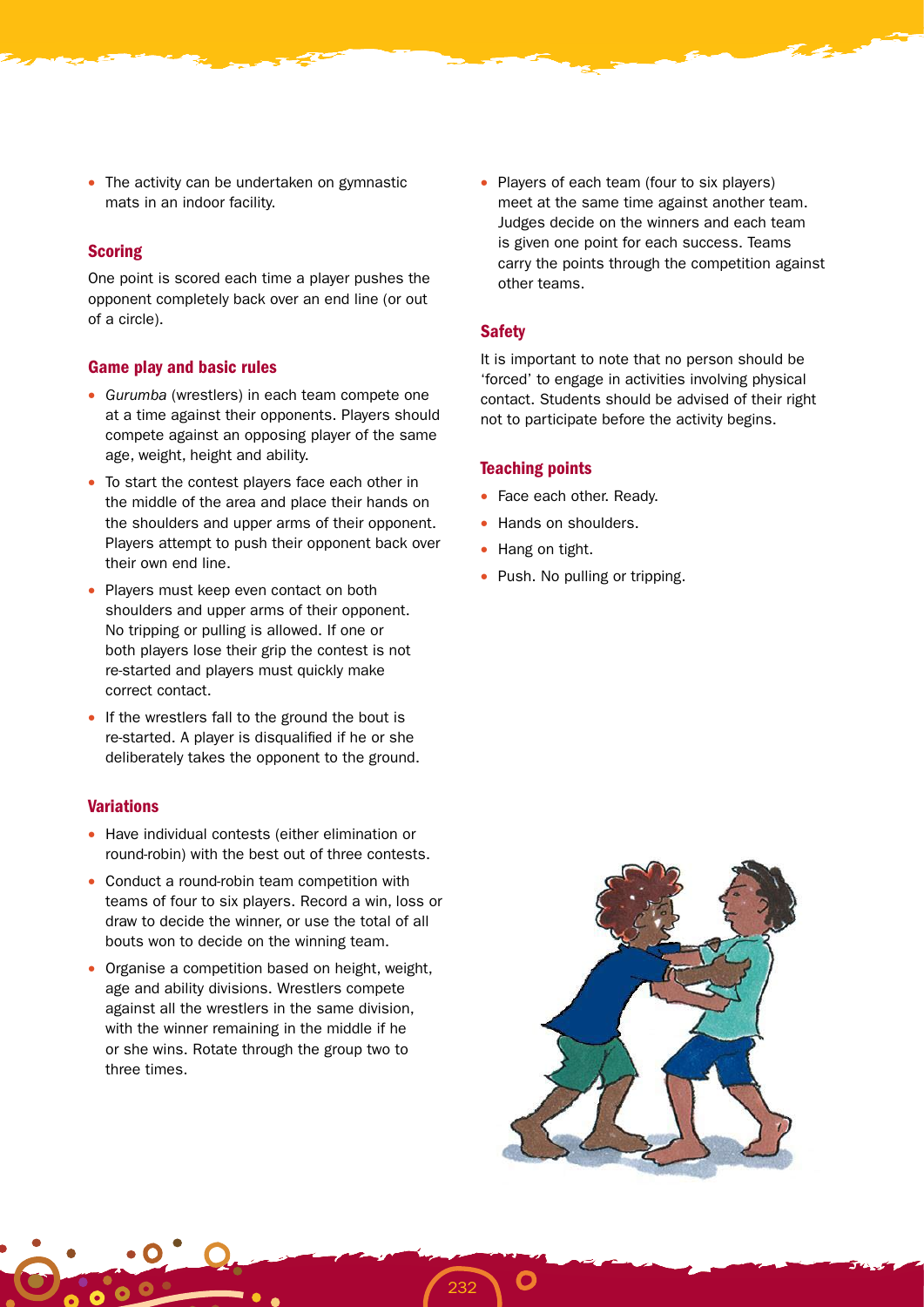- The activity can be undertaken on gymnastic mats in an indoor facility.

### Scoring

One point is scored each time a player pushes the opponent completely back over an end line (or out of a circle).

### Game play and basic rules

- *Gurumba* (wrestlers) in each team compete one at a time against their opponents. Players should compete against an opposing player of the same age, weight, height and ability.
- To start the contest players face each other in the middle of the area and place their hands on the shoulders and upper arms of their opponent. Players attempt to push their opponent back over their own end line.
- Players must keep even contact on both shoulders and upper arms of their opponent. No tripping or pulling is allowed. If one or both players lose their grip the contest is not re-started and players must quickly make correct contact.
- If the wrestlers fall to the ground the bout is re-started. A player is disqualified if he or she deliberately takes the opponent to the ground.

### Variations

- Have individual contests (either elimination or round-robin) with the best out of three contests.
- Conduct a round-robin team competition with teams of four to six players. Record a win, loss or draw to decide the winner, or use the total of all bouts won to decide on the winning team.
- Organise a competition based on height, weight, age and ability divisions. Wrestlers compete against all the wrestlers in the same division, with the winner remaining in the middle if he or she wins. Rotate through the group two to three times.
- Players of each team (four to six players) meet at the same time against another team. Judges decide on the winners and each team is given one point for each success. Teams carry the points through the competition against other teams.

### Safety

It is important to note that no person should be 'forced' to engage in activities involving physical contact. Students should be advised of their right not to participate before the activity begins.

### Teaching points

- Face each other. Ready.
- Hands on shoulders.
- Hang on tight.
- Push. No pulling or tripping.